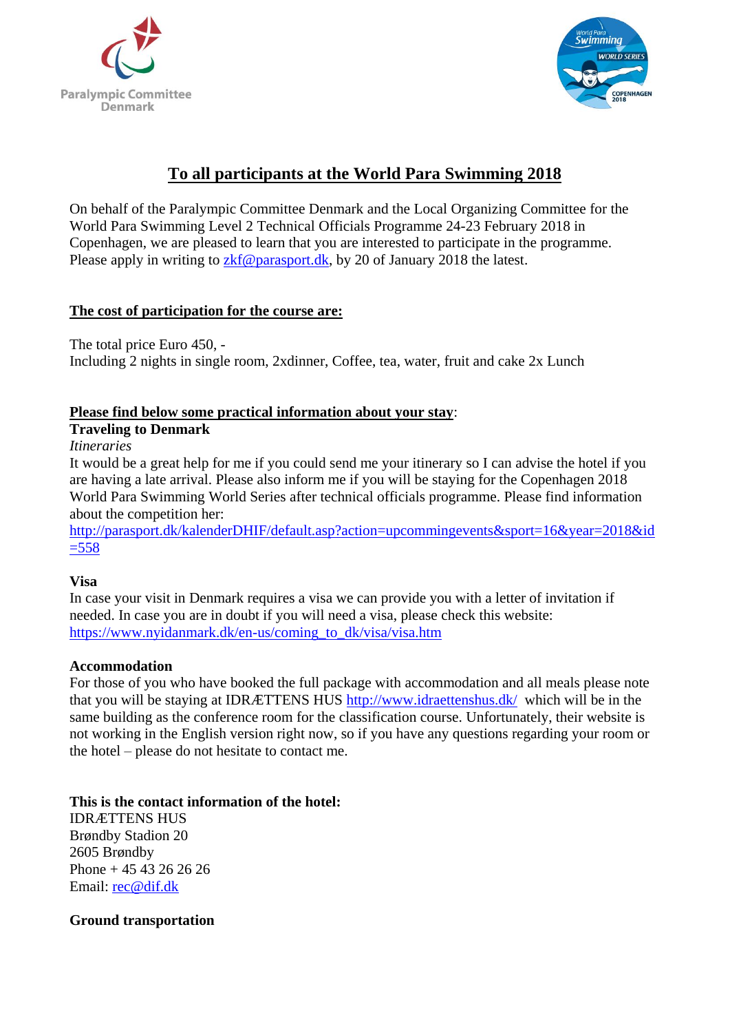Paralympic Committee Denmark

World Para Swimming WORLD SERIES COPENHAGEN 2018

# To all participants at the World Para Swimming 2018

On behalf of the Paralympic Committee Denmark and the Local Organizing Committee for the World Para Swimming Level 2 Technical Officials Programme 24-23 February 2018 in Copenhagen, we are pleased to learn that you are interested to participate in the programme. Please apply in writing to zkf@parasport.dk, by 20 of January 2018 the latest.

## The cost of participation for the course are:

The total price Euro 450, -
Including 2 nights in single room, 2xdinner, Coffee, tea, water, fruit and cake 2x Lunch

## Please find below some practical information about your stay:

**Traveling to Denmark**

*Itineraries*

It would be a great help for me if you could send me your itinerary so I can advise the hotel if you are having a late arrival. Please also inform me if you will be staying for the Copenhagen 2018 World Para Swimming World Series after technical officials programme. Please find information about the competition her:
http://parasport.dk/kalenderDHIF/default.asp?action=upcommingevents&sport=16&year=2018&id=558

**Visa**

In case your visit in Denmark requires a visa we can provide you with a letter of invitation if needed. In case you are in doubt if you will need a visa, please check this website:
https://www.nyidanmark.dk/en-us/coming_to_dk/visa/visa.htm

**Accommodation**

For those of you who have booked the full package with accommodation and all meals please note that you will be staying at IDRÆTTENS HUS http://www.idraettenshus.dk/ which will be in the same building as the conference room for the classification course. Unfortunately, their website is not working in the English version right now, so if you have any questions regarding your room or the hotel – please do not hesitate to contact me.

**This is the contact information of the hotel:**

IDRÆTTENS HUS
Brøndby Stadion 20
2605 Brøndby
Phone + 45 43 26 26 26
Email: rec@dif.dk

**Ground transportation**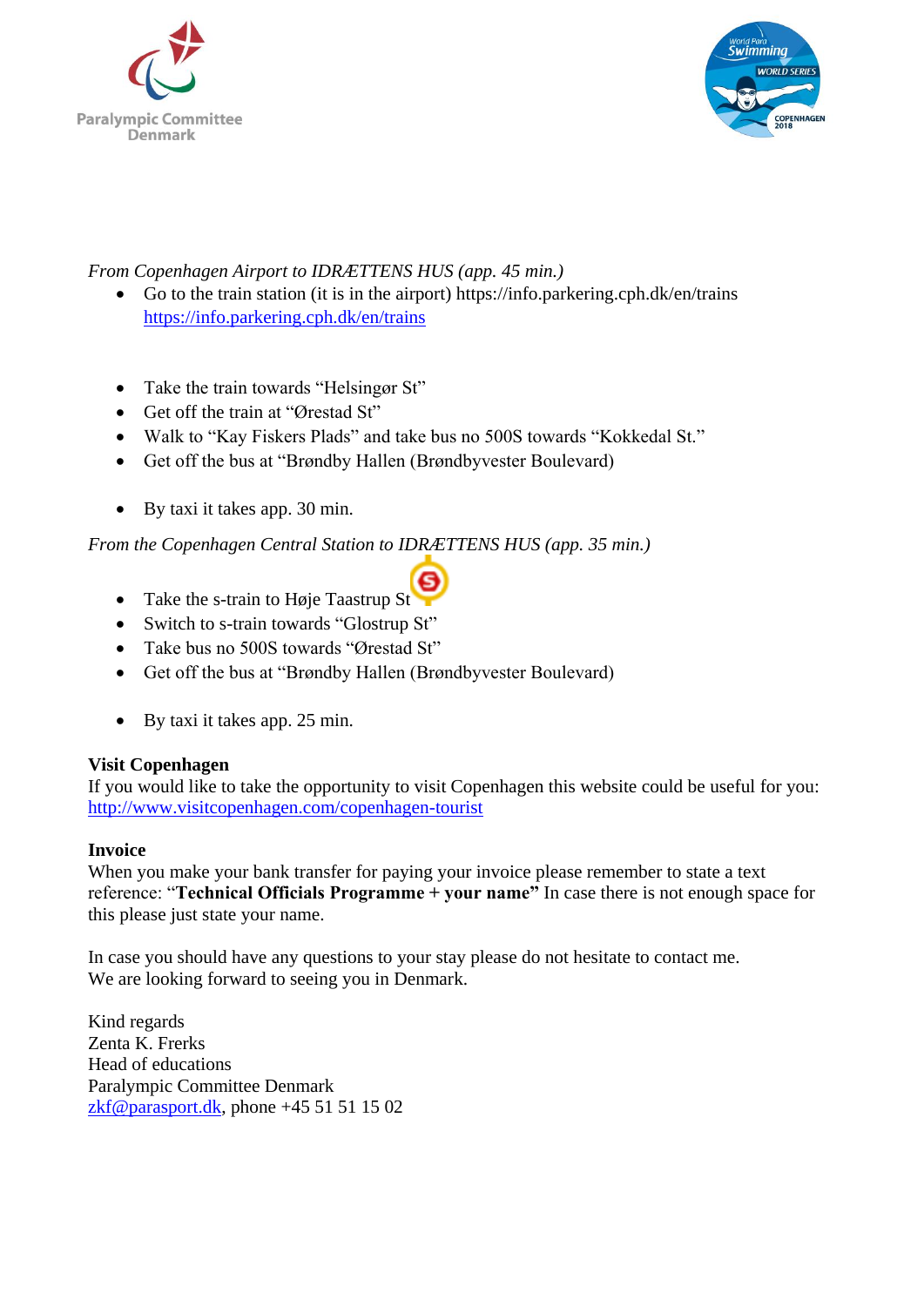*From Copenhagen Airport to IDRÆTTENS HUS (app. 45 min.)*

- Go to the train station (it is in the airport) https://info.parkering.cph.dk/en/trains https://info.parkering.cph.dk/en/trains

- Take the train towards "Helsingør St"
- Get off the train at "Ørestad St"
- Walk to "Kay Fiskers Plads" and take bus no 500S towards "Kokkedal St."
- Get off the bus at "Brøndby Hallen (Brøndbyvester Boulevard)

- By taxi it takes app. 30 min.

*From the Copenhagen Central Station to IDRÆTTENS HUS (app. 35 min.)*

- Take the s-train to Høje Taastrup St
- Switch to s-train towards "Glostrup St"
- Take bus no 500S towards "Ørestad St"
- Get off the bus at "Brøndby Hallen (Brøndbyvester Boulevard)

- By taxi it takes app. 25 min.

**Visit Copenhagen**

If you would like to take the opportunity to visit Copenhagen this website could be useful for you: http://www.visitcopenhagen.com/copenhagen-tourist

**Invoice**

When you make your bank transfer for paying your invoice please remember to state a text reference: "**Technical Officials Programme + your name"** In case there is not enough space for this please just state your name.

In case you should have any questions to your stay please do not hesitate to contact me.
We are looking forward to seeing you in Denmark.

Kind regards
Zenta K. Frerks
Head of educations
Paralympic Committee Denmark
zkf@parasport.dk, phone +45 51 51 15 02